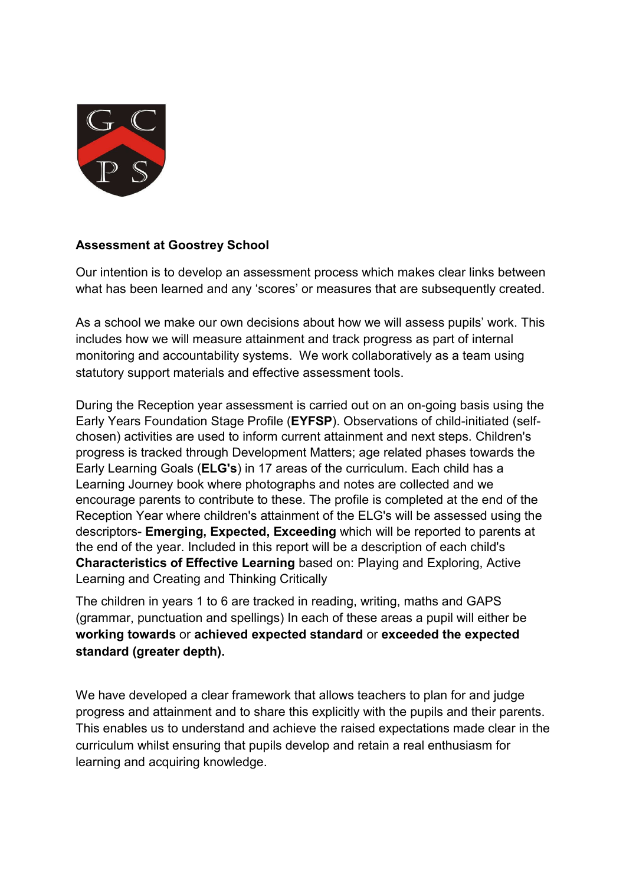**Assessment at Goostrey School**

Our intention is to develop an assessment process which makes clear links between what has been learned and any 'scores' or measures that are subsequently created.

As a school we make our own decisions about how we will assess pupils' work. This includes how we will measure attainment and track progress as part of internal monitoring and accountability systems. We work collaboratively as a team using statutory support materials and effective assessment tools.

During the Reception year assessment is carried out on an on-going basis using the Early Years Foundation Stage Profile (**EYFSP**). Observations of child-initiated (self-chosen) activities are used to inform current attainment and next steps. Children's progress is tracked through Development Matters; age related phases towards the Early Learning Goals (**ELG's**) in 17 areas of the curriculum. Each child has a Learning Journey book where photographs and notes are collected and we encourage parents to contribute to these. The profile is completed at the end of the Reception Year where children's attainment of the ELG's will be assessed using the descriptors- **Emerging, Expected, Exceeding** which will be reported to parents at the end of the year. Included in this report will be a description of each child's **Characteristics of Effective Learning** based on: Playing and Exploring, Active Learning and Creating and Thinking Critically

The children in years 1 to 6 are tracked in reading, writing, maths and GAPS (grammar, punctuation and spellings) In each of these areas a pupil will either be **working towards** or **achieved expected standard** or **exceeded the expected standard (greater depth).**

We have developed a clear framework that allows teachers to plan for and judge progress and attainment and to share this explicitly with the pupils and their parents. This enables us to understand and achieve the raised expectations made clear in the curriculum whilst ensuring that pupils develop and retain a real enthusiasm for learning and acquiring knowledge.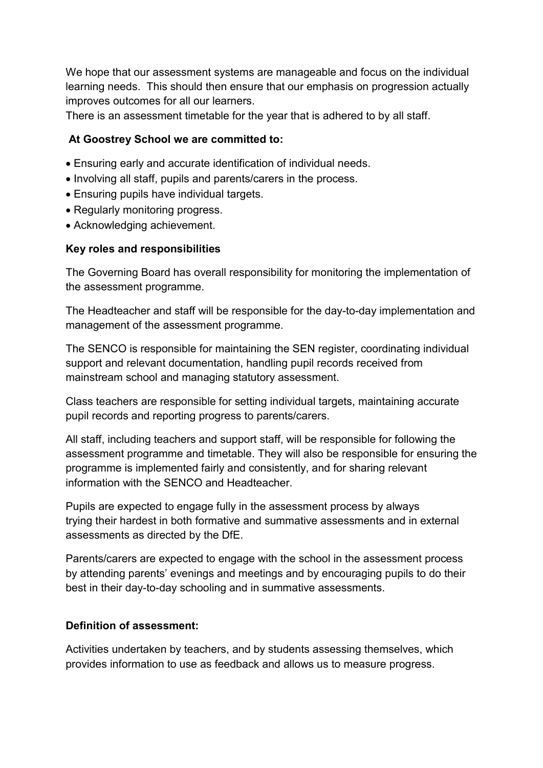We hope that our assessment systems are manageable and focus on the individual learning needs. This should then ensure that our emphasis on progression actually improves outcomes for all our learners.
There is an assessment timetable for the year that is adhered to by all staff.

**At Goostrey School we are committed to:**

- Ensuring early and accurate identification of individual needs.
- Involving all staff, pupils and parents/carers in the process.
- Ensuring pupils have individual targets.
- Regularly monitoring progress.
- Acknowledging achievement.

**Key roles and responsibilities**

The Governing Board has overall responsibility for monitoring the implementation of the assessment programme.

The Headteacher and staff will be responsible for the day-to-day implementation and management of the assessment programme.

The SENCO is responsible for maintaining the SEN register, coordinating individual support and relevant documentation, handling pupil records received from mainstream school and managing statutory assessment.

Class teachers are responsible for setting individual targets, maintaining accurate pupil records and reporting progress to parents/carers.

All staff, including teachers and support staff, will be responsible for following the assessment programme and timetable. They will also be responsible for ensuring the programme is implemented fairly and consistently, and for sharing relevant information with the SENCO and Headteacher.

Pupils are expected to engage fully in the assessment process by always trying their hardest in both formative and summative assessments and in external assessments as directed by the DfE.

Parents/carers are expected to engage with the school in the assessment process by attending parents' evenings and meetings and by encouraging pupils to do their best in their day-to-day schooling and in summative assessments.

**Definition of assessment:**

Activities undertaken by teachers, and by students assessing themselves, which provides information to use as feedback and allows us to measure progress.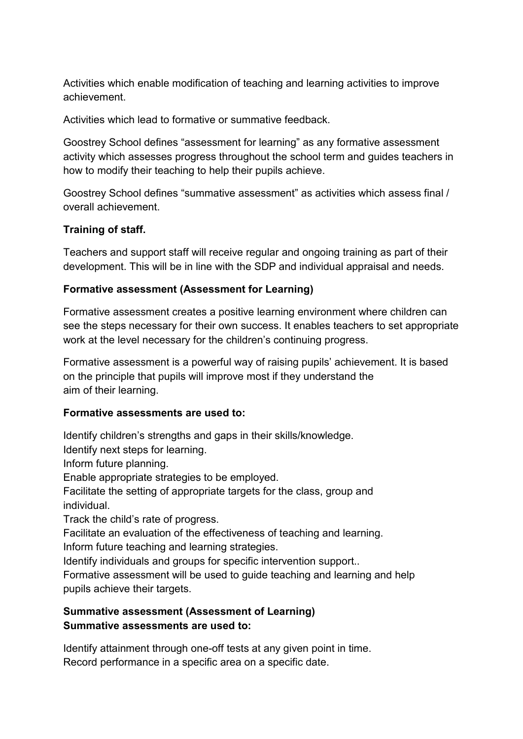Activities which enable modification of teaching and learning activities to improve achievement.

Activities which lead to formative or summative feedback.

Goostrey School defines "assessment for learning" as any formative assessment activity which assesses progress throughout the school term and guides teachers in how to modify their teaching to help their pupils achieve.

Goostrey School defines "summative assessment" as activities which assess final / overall achievement.

**Training of staff.**

Teachers and support staff will receive regular and ongoing training as part of their development. This will be in line with the SDP and individual appraisal and needs.

**Formative assessment (Assessment for Learning)**

Formative assessment creates a positive learning environment where children can see the steps necessary for their own success. It enables teachers to set appropriate work at the level necessary for the children's continuing progress.

Formative assessment is a powerful way of raising pupils' achievement. It is based on the principle that pupils will improve most if they understand the aim of their learning.

**Formative assessments are used to:**

Identify children's strengths and gaps in their skills/knowledge.
Identify next steps for learning.
Inform future planning.
Enable appropriate strategies to be employed.
Facilitate the setting of appropriate targets for the class, group and individual.
Track the child's rate of progress.
Facilitate an evaluation of the effectiveness of teaching and learning.
Inform future teaching and learning strategies.
Identify individuals and groups for specific intervention support..
Formative assessment will be used to guide teaching and learning and help pupils achieve their targets.

**Summative assessment (Assessment of Learning)**
**Summative assessments are used to:**

Identify attainment through one-off tests at any given point in time.
Record performance in a specific area on a specific date.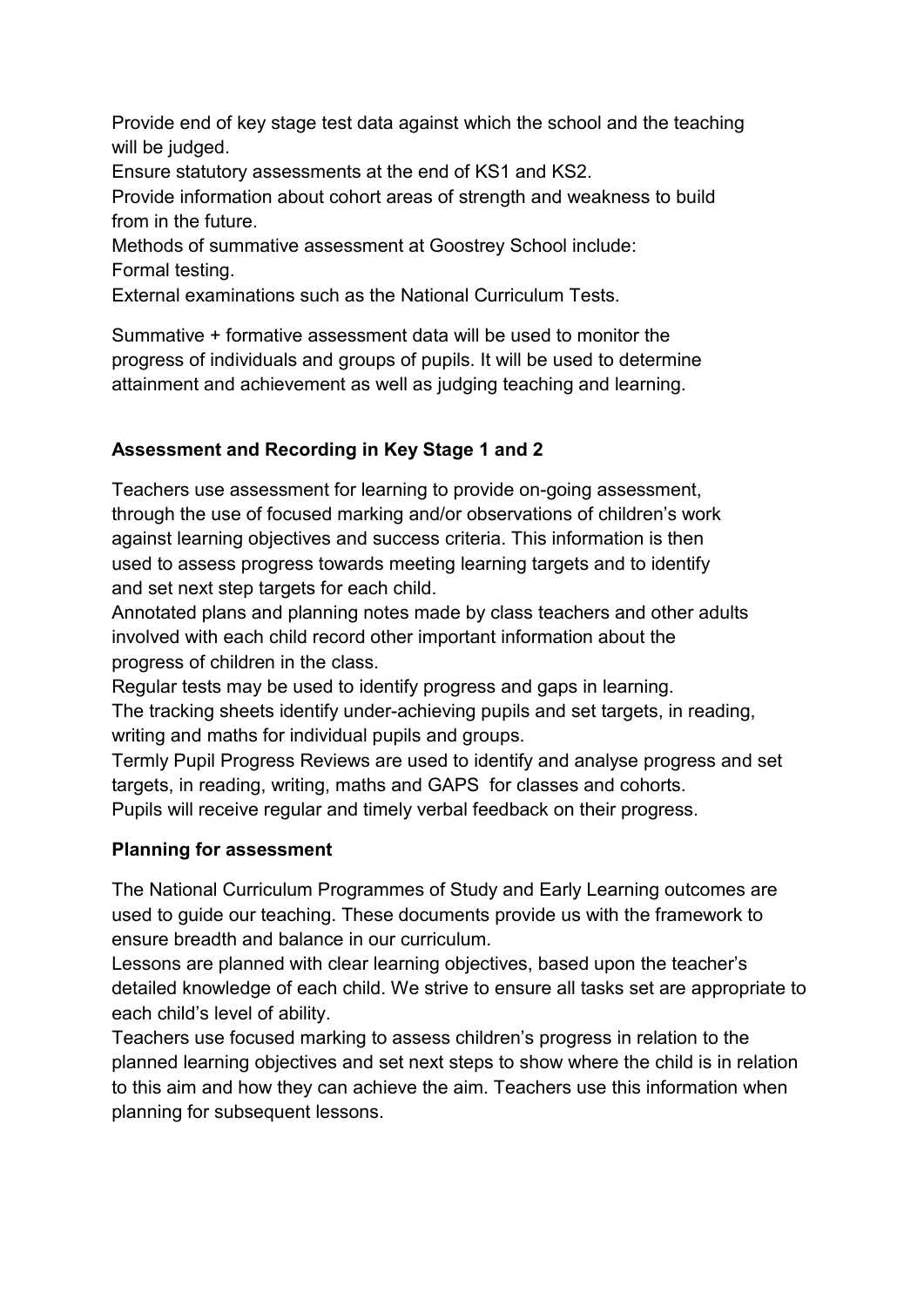Provide end of key stage test data against which the school and the teaching will be judged.

Ensure statutory assessments at the end of KS1 and KS2.

Provide information about cohort areas of strength and weakness to build from in the future.

Methods of summative assessment at Goostrey School include:

Formal testing.

External examinations such as the National Curriculum Tests.

Summative + formative assessment data will be used to monitor the progress of individuals and groups of pupils. It will be used to determine attainment and achievement as well as judging teaching and learning.

**Assessment and Recording in Key Stage 1 and 2**

Teachers use assessment for learning to provide on-going assessment, through the use of focused marking and/or observations of children's work against learning objectives and success criteria. This information is then used to assess progress towards meeting learning targets and to identify and set next step targets for each child.

Annotated plans and planning notes made by class teachers and other adults involved with each child record other important information about the progress of children in the class.

Regular tests may be used to identify progress and gaps in learning.

The tracking sheets identify under-achieving pupils and set targets, in reading, writing and maths for individual pupils and groups.

Termly Pupil Progress Reviews are used to identify and analyse progress and set targets, in reading, writing, maths and GAPS for classes and cohorts.

Pupils will receive regular and timely verbal feedback on their progress.

**Planning for assessment**

The National Curriculum Programmes of Study and Early Learning outcomes are used to guide our teaching. These documents provide us with the framework to ensure breadth and balance in our curriculum.

Lessons are planned with clear learning objectives, based upon the teacher's detailed knowledge of each child. We strive to ensure all tasks set are appropriate to each child's level of ability.

Teachers use focused marking to assess children's progress in relation to the planned learning objectives and set next steps to show where the child is in relation to this aim and how they can achieve the aim. Teachers use this information when planning for subsequent lessons.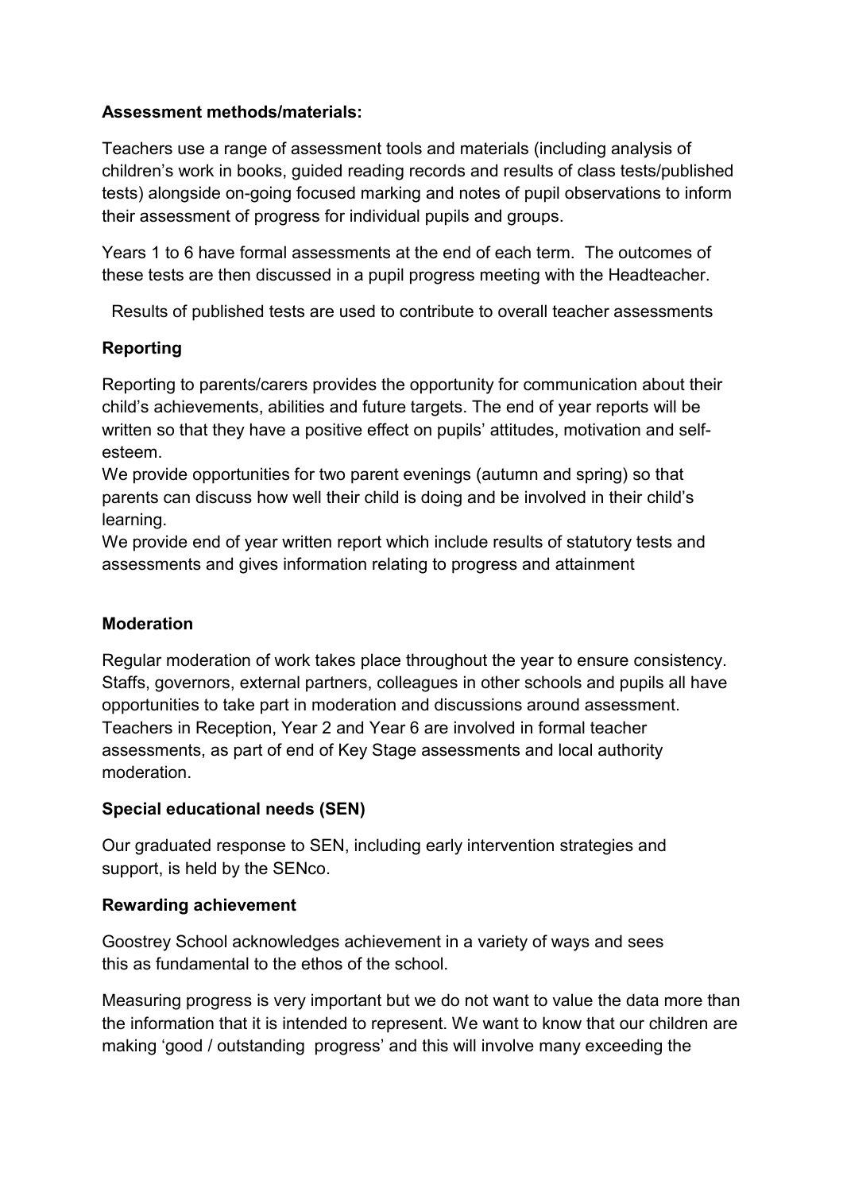**Assessment methods/materials:**

Teachers use a range of assessment tools and materials (including analysis of children's work in books, guided reading records and results of class tests/published tests) alongside on-going focused marking and notes of pupil observations to inform their assessment of progress for individual pupils and groups.

Years 1 to 6 have formal assessments at the end of each term. The outcomes of these tests are then discussed in a pupil progress meeting with the Headteacher.

Results of published tests are used to contribute to overall teacher assessments

**Reporting**

Reporting to parents/carers provides the opportunity for communication about their child's achievements, abilities and future targets. The end of year reports will be written so that they have a positive effect on pupils' attitudes, motivation and self-esteem.
We provide opportunities for two parent evenings (autumn and spring) so that parents can discuss how well their child is doing and be involved in their child's learning.
We provide end of year written report which include results of statutory tests and assessments and gives information relating to progress and attainment

**Moderation**

Regular moderation of work takes place throughout the year to ensure consistency. Staffs, governors, external partners, colleagues in other schools and pupils all have opportunities to take part in moderation and discussions around assessment. Teachers in Reception, Year 2 and Year 6 are involved in formal teacher assessments, as part of end of Key Stage assessments and local authority moderation.

**Special educational needs (SEN)**

Our graduated response to SEN, including early intervention strategies and support, is held by the SENco.

**Rewarding achievement**

Goostrey School acknowledges achievement in a variety of ways and sees this as fundamental to the ethos of the school.

Measuring progress is very important but we do not want to value the data more than the information that it is intended to represent. We want to know that our children are making 'good / outstanding progress' and this will involve many exceeding the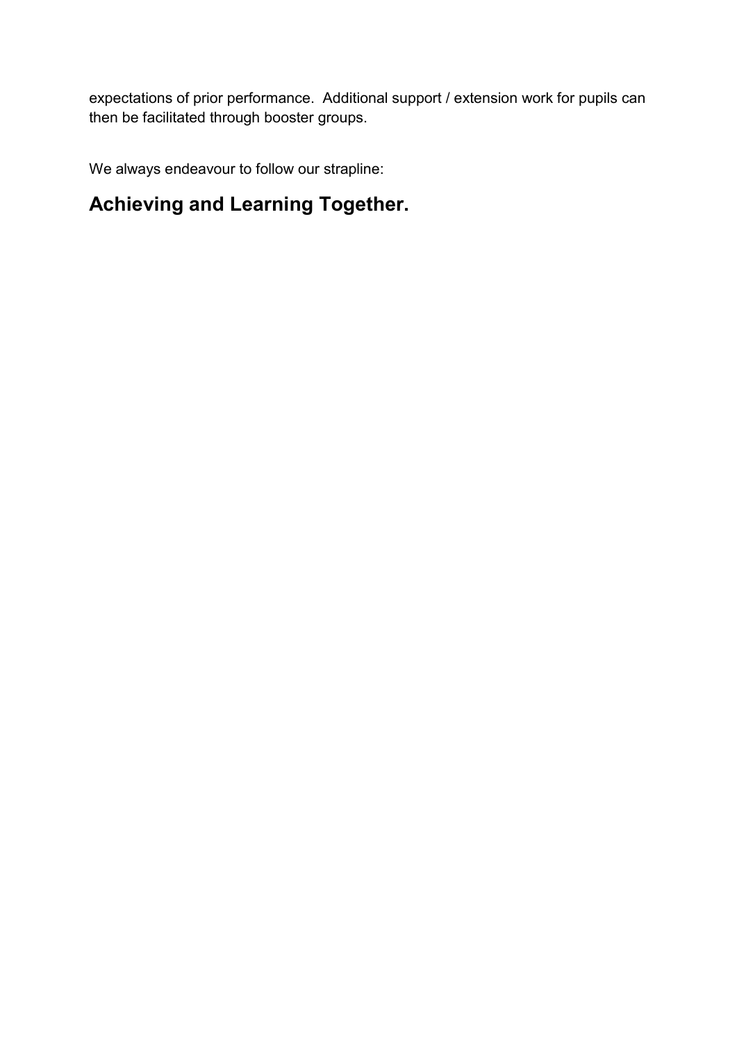expectations of prior performance.  Additional support / extension work for pupils can then be facilitated through booster groups.

We always endeavour to follow our strapline:

## Achieving and Learning Together.